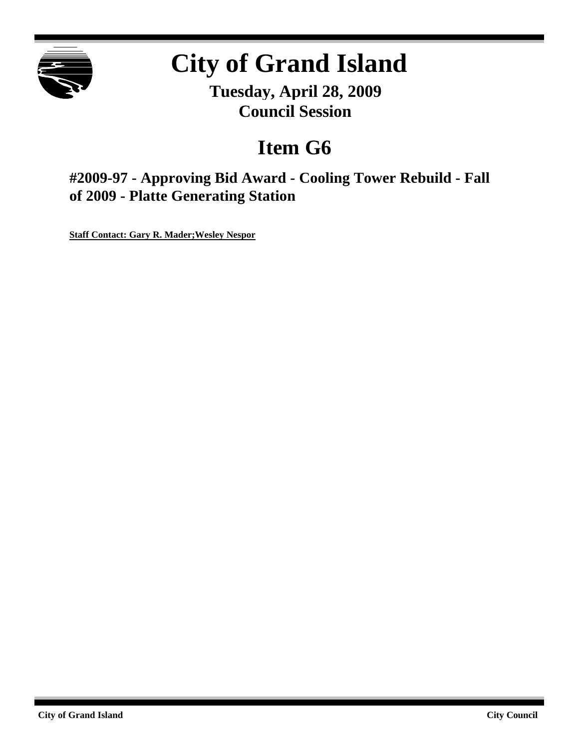# City of Grand Island

**Tuesday, April 28, 2009**
**Council Session**

## Item G6

### #2009-97 - Approving Bid Award - Cooling Tower Rebuild - Fall of 2009 - Platte Generating Station

**Staff Contact: Gary R. Mader;Wesley Nespor**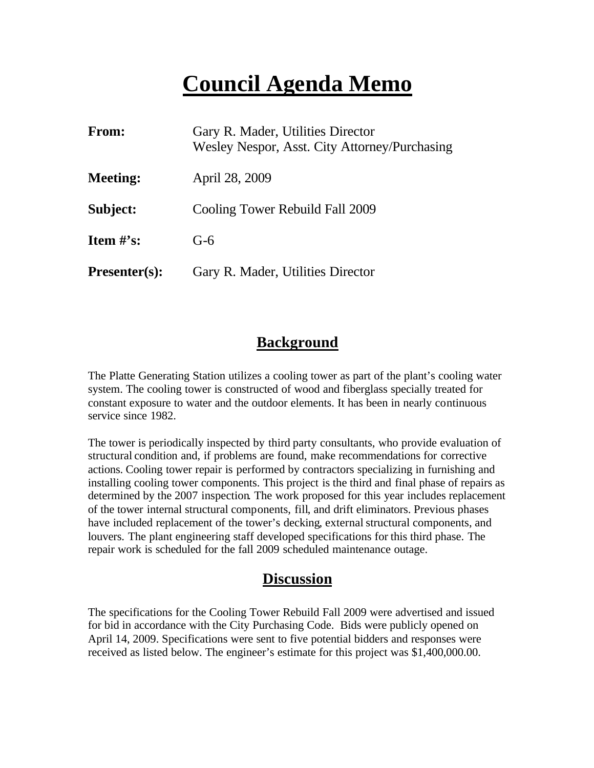# Council Agenda Memo

| | |
|---|---|
| **From:** | Gary R. Mader, Utilities Director<br>Wesley Nespor, Asst. City Attorney/Purchasing |
| **Meeting:** | April 28, 2009 |
| **Subject:** | Cooling Tower Rebuild Fall 2009 |
| **Item #'s:** | G-6 |
| **Presenter(s):** | Gary R. Mader, Utilities Director |

## Background

The Platte Generating Station utilizes a cooling tower as part of the plant's cooling water system. The cooling tower is constructed of wood and fiberglass specially treated for constant exposure to water and the outdoor elements. It has been in nearly continuous service since 1982.

The tower is periodically inspected by third party consultants, who provide evaluation of structural condition and, if problems are found, make recommendations for corrective actions. Cooling tower repair is performed by contractors specializing in furnishing and installing cooling tower components. This project is the third and final phase of repairs as determined by the 2007 inspection. The work proposed for this year includes replacement of the tower internal structural components, fill, and drift eliminators. Previous phases have included replacement of the tower's decking, external structural components, and louvers. The plant engineering staff developed specifications for this third phase. The repair work is scheduled for the fall 2009 scheduled maintenance outage.

## Discussion

The specifications for the Cooling Tower Rebuild Fall 2009 were advertised and issued for bid in accordance with the City Purchasing Code. Bids were publicly opened on April 14, 2009. Specifications were sent to five potential bidders and responses were received as listed below. The engineer's estimate for this project was $1,400,000.00.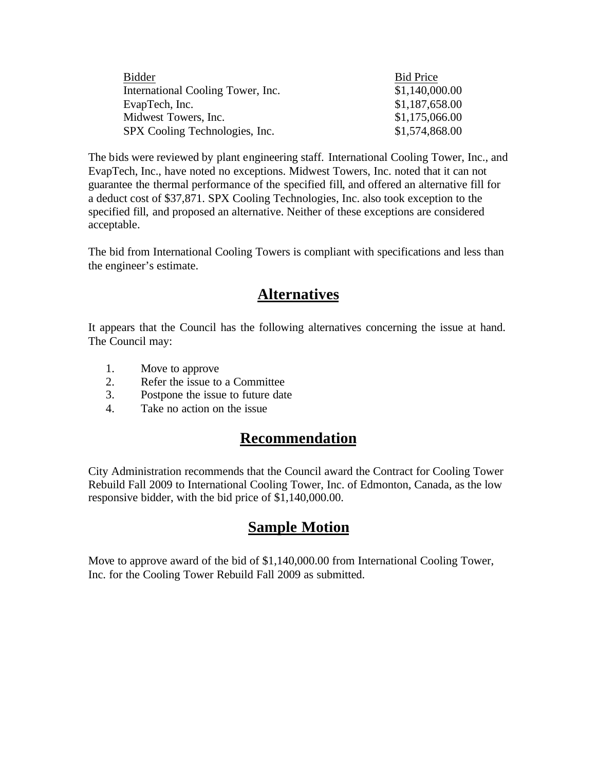| Bidder | Bid Price |
|---|---|
| International Cooling Tower, Inc. | $1,140,000.00 |
| EvapTech, Inc. | $1,187,658.00 |
| Midwest Towers, Inc. | $1,175,066.00 |
| SPX Cooling Technologies, Inc. | $1,574,868.00 |

The bids were reviewed by plant engineering staff. International Cooling Tower, Inc., and EvapTech, Inc., have noted no exceptions. Midwest Towers, Inc. noted that it can not guarantee the thermal performance of the specified fill, and offered an alternative fill for a deduct cost of $37,871. SPX Cooling Technologies, Inc. also took exception to the specified fill, and proposed an alternative. Neither of these exceptions are considered acceptable.

The bid from International Cooling Towers is compliant with specifications and less than the engineer's estimate.

## Alternatives

It appears that the Council has the following alternatives concerning the issue at hand. The Council may:

1. Move to approve
2. Refer the issue to a Committee
3. Postpone the issue to future date
4. Take no action on the issue

## Recommendation

City Administration recommends that the Council award the Contract for Cooling Tower Rebuild Fall 2009 to International Cooling Tower, Inc. of Edmonton, Canada, as the low responsive bidder, with the bid price of $1,140,000.00.

## Sample Motion

Move to approve award of the bid of $1,140,000.00 from International Cooling Tower, Inc. for the Cooling Tower Rebuild Fall 2009 as submitted.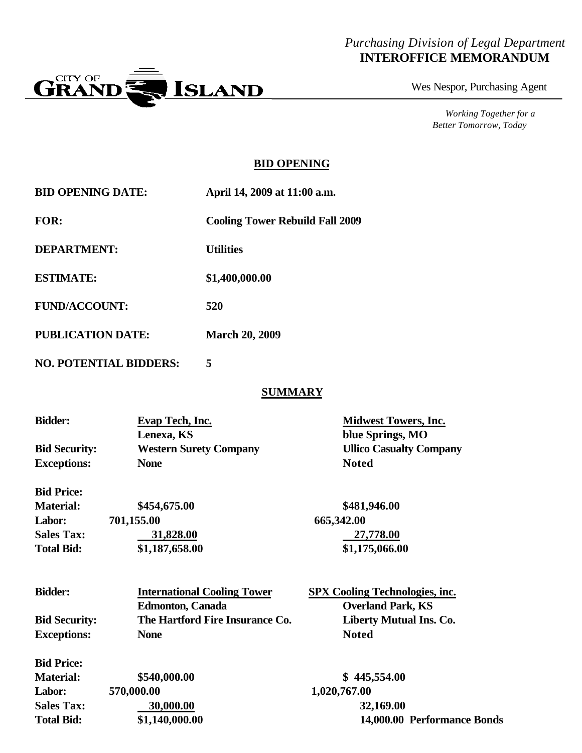*Purchasing Division of Legal Department*
**INTEROFFICE MEMORANDUM**

CITY OF GRAND ISLAND

Wes Nespor, Purchasing Agent

*Working Together for a Better Tomorrow, Today*

## BID OPENING

| | |
|---|---|
| **BID OPENING DATE:** | **April 14, 2009 at 11:00 a.m.** |
| **FOR:** | **Cooling Tower Rebuild Fall 2009** |
| **DEPARTMENT:** | **Utilities** |
| **ESTIMATE:** | **\$1,400,000.00** |
| **FUND/ACCOUNT:** | **520** |
| **PUBLICATION DATE:** | **March 20, 2009** |
| **NO. POTENTIAL BIDDERS:** | **5** |

## SUMMARY

| | | |
|---|---|---|
| **Bidder:** | **Evap Tech, Inc.**<br>**Lenexa, KS** | **Midwest Towers, Inc.**<br>**blue Springs, MO** |
| **Bid Security:** | **Western Surety Company** | **Ullico Casualty Company** |
| **Exceptions:** | **None** | **Noted** |
| **Bid Price:** | | |
| **Material:** | **\$454,675.00** | **\$481,946.00** |
| **Labor:** | **701,155.00** | **665,342.00** |
| **Sales Tax:** | **31,828.00** | **27,778.00** |
| **Total Bid:** | **\$1,187,658.00** | **\$1,175,066.00** |

| | | |
|---|---|---|
| **Bidder:** | **International Cooling Tower**<br>**Edmonton, Canada** | **SPX Cooling Technologies, inc.**<br>**Overland Park, KS** |
| **Bid Security:** | **The Hartford Fire Insurance Co.** | **Liberty Mutual Ins. Co.** |
| **Exceptions:** | **None** | **Noted** |
| **Bid Price:** | | |
| **Material:** | **\$540,000.00** | **\$ 445,554.00** |
| **Labor:** | **570,000.00** | **1,020,767.00** |
| **Sales Tax:** | **30,000.00** | **32,169.00** |
| **Total Bid:** | **\$1,140,000.00** | **14,000.00 Performance Bonds** |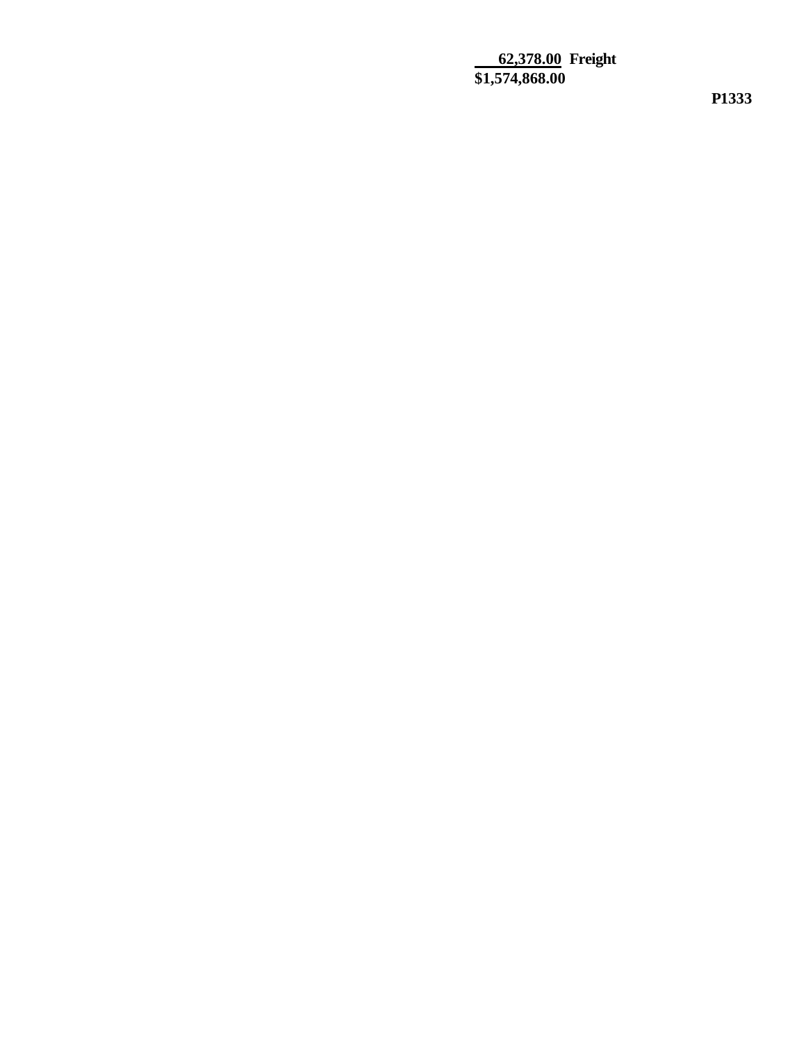**62,378.00 Freight**
**$1,574,868.00**

**P1333**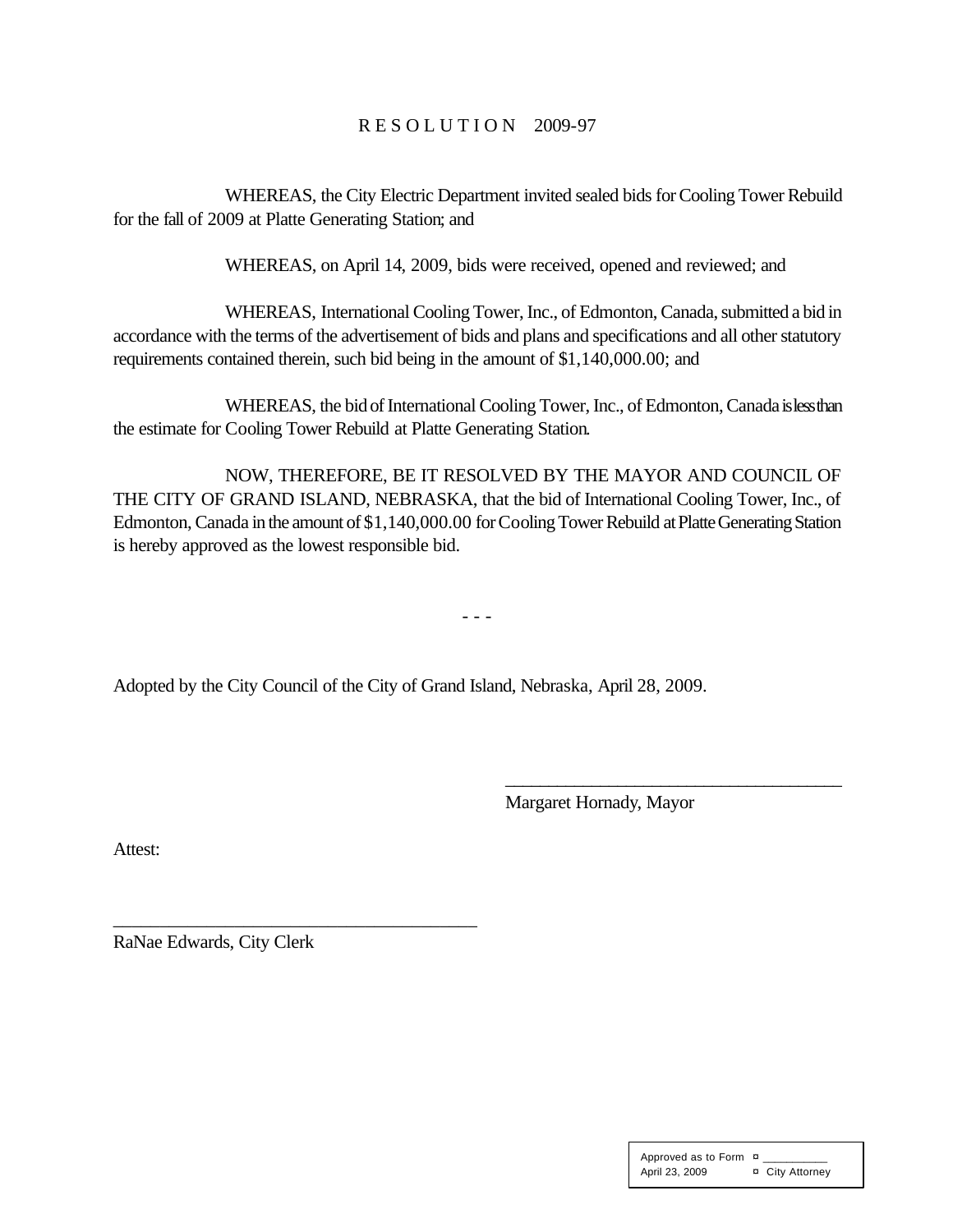# R E S O L U T I O N 2009-97

WHEREAS, the City Electric Department invited sealed bids for Cooling Tower Rebuild for the fall of 2009 at Platte Generating Station; and

WHEREAS, on April 14, 2009, bids were received, opened and reviewed; and

WHEREAS, International Cooling Tower, Inc., of Edmonton, Canada, submitted a bid in accordance with the terms of the advertisement of bids and plans and specifications and all other statutory requirements contained therein, such bid being in the amount of $1,140,000.00; and

WHEREAS, the bid of International Cooling Tower, Inc., of Edmonton, Canada is less than the estimate for Cooling Tower Rebuild at Platte Generating Station.

NOW, THEREFORE, BE IT RESOLVED BY THE MAYOR AND COUNCIL OF THE CITY OF GRAND ISLAND, NEBRASKA, that the bid of International Cooling Tower, Inc., of Edmonton, Canada in the amount of $1,140,000.00 for Cooling Tower Rebuild at Platte Generating Station is hereby approved as the lowest responsible bid.

- - -

Adopted by the City Council of the City of Grand Island, Nebraska, April 28, 2009.

_____________________________________
Margaret Hornady, Mayor

Attest:

_____________________________________
RaNae Edwards, City Clerk

Approved as to Form ¤ __________
April 23, 2009 ¤ City Attorney